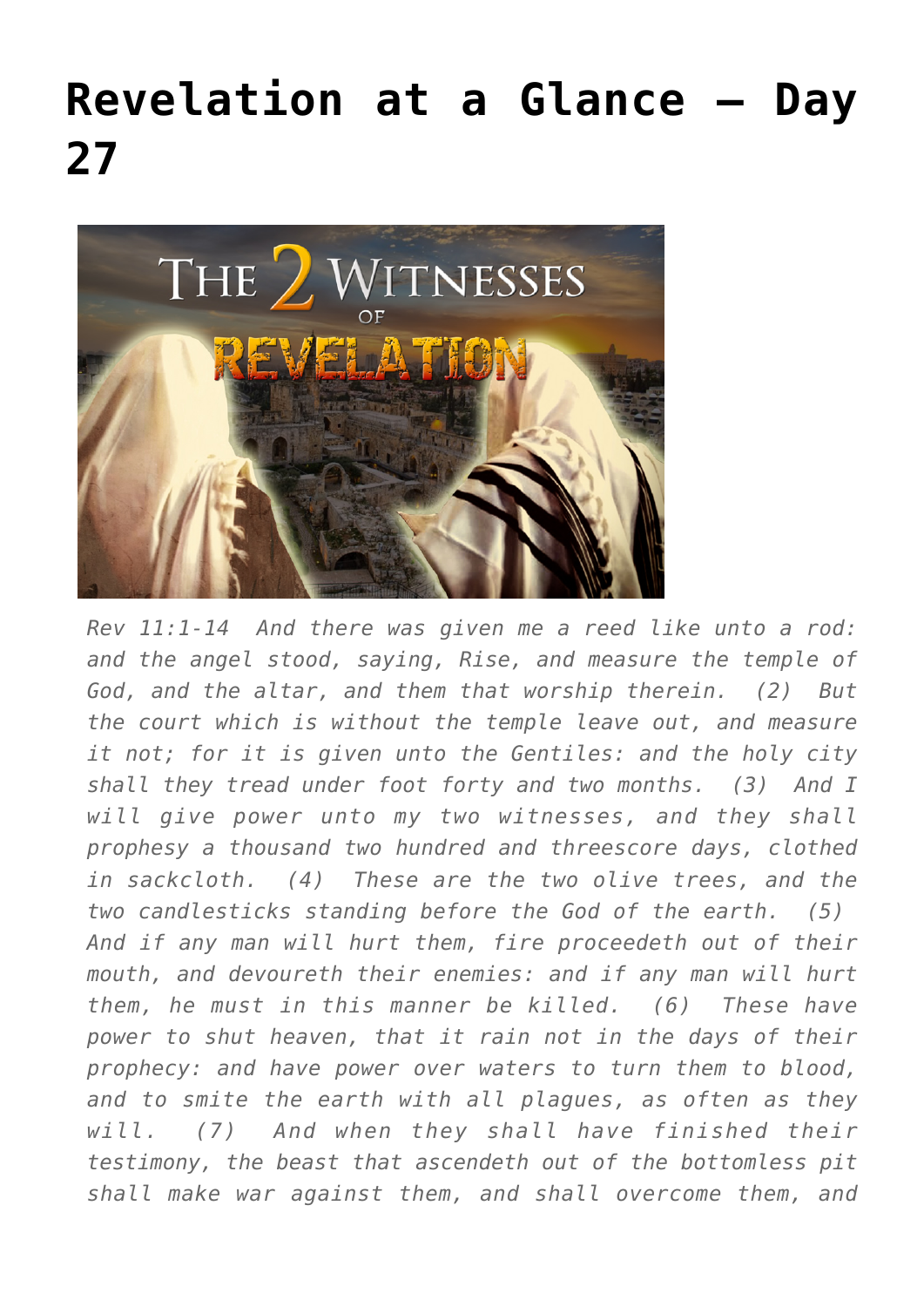# Revelation at a Glance – Day 27

*Rev 11:1-14 And there was given me a reed like unto a rod: and the angel stood, saying, Rise, and measure the temple of God, and the altar, and them that worship therein. (2) But the court which is without the temple leave out, and measure it not; for it is given unto the Gentiles: and the holy city shall they tread under foot forty and two months. (3) And I will give power unto my two witnesses, and they shall prophesy a thousand two hundred and threescore days, clothed in sackcloth. (4) These are the two olive trees, and the two candlesticks standing before the God of the earth. (5) And if any man will hurt them, fire proceedeth out of their mouth, and devoureth their enemies: and if any man will hurt them, he must in this manner be killed. (6) These have power to shut heaven, that it rain not in the days of their prophecy: and have power over waters to turn them to blood, and to smite the earth with all plagues, as often as they will. (7) And when they shall have finished their testimony, the beast that ascendeth out of the bottomless pit shall make war against them, and shall overcome them, and*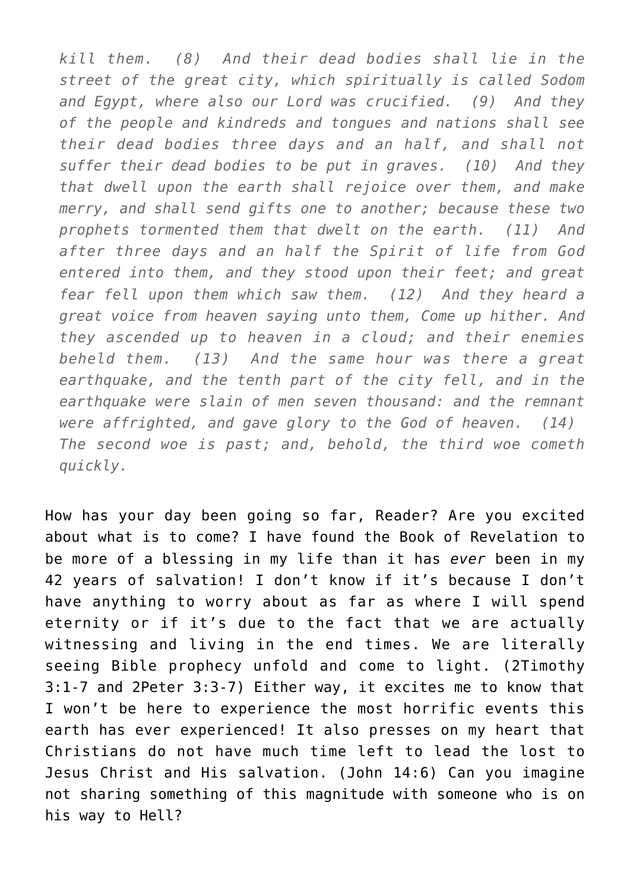*kill them. (8) And their dead bodies shall lie in the street of the great city, which spiritually is called Sodom and Egypt, where also our Lord was crucified. (9) And they of the people and kindreds and tongues and nations shall see their dead bodies three days and an half, and shall not suffer their dead bodies to be put in graves. (10) And they that dwell upon the earth shall rejoice over them, and make merry, and shall send gifts one to another; because these two prophets tormented them that dwelt on the earth. (11) And after three days and an half the Spirit of life from God entered into them, and they stood upon their feet; and great fear fell upon them which saw them. (12) And they heard a great voice from heaven saying unto them, Come up hither. And they ascended up to heaven in a cloud; and their enemies beheld them. (13) And the same hour was there a great earthquake, and the tenth part of the city fell, and in the earthquake were slain of men seven thousand: and the remnant were affrighted, and gave glory to the God of heaven. (14) The second woe is past; and, behold, the third woe cometh quickly.*

How has your day been going so far, Reader? Are you excited about what is to come? I have found the Book of Revelation to be more of a blessing in my life than it has *ever* been in my 42 years of salvation! I don't know if it's because I don't have anything to worry about as far as where I will spend eternity or if it's due to the fact that we are actually witnessing and living in the end times. We are literally seeing Bible prophecy unfold and come to light. (2Timothy 3:1-7 and 2Peter 3:3-7) Either way, it excites me to know that I won't be here to experience the most horrific events this earth has ever experienced! It also presses on my heart that Christians do not have much time left to lead the lost to Jesus Christ and His salvation. (John 14:6) Can you imagine not sharing something of this magnitude with someone who is on his way to Hell?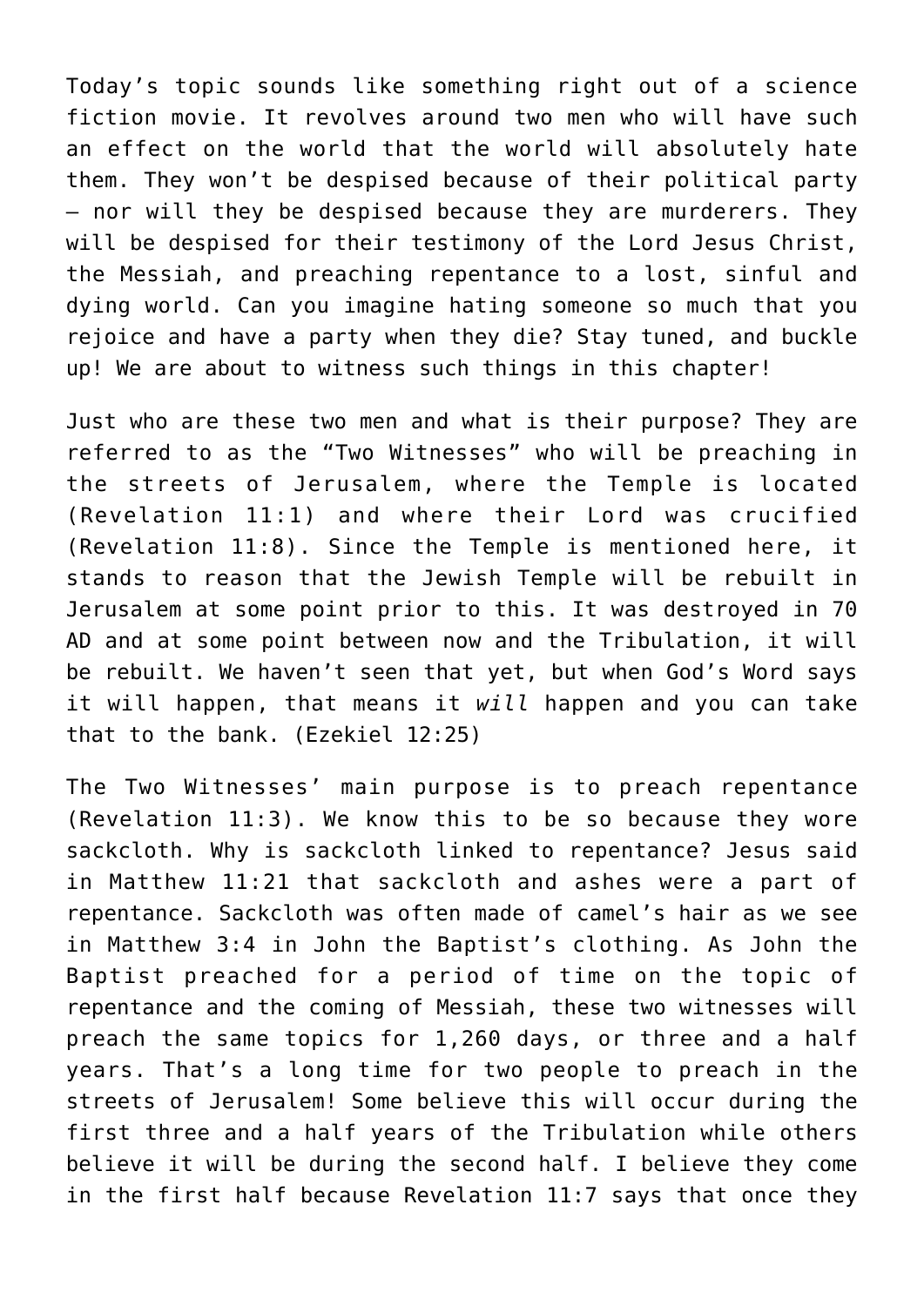Today's topic sounds like something right out of a science fiction movie. It revolves around two men who will have such an effect on the world that the world will absolutely hate them. They won't be despised because of their political party – nor will they be despised because they are murderers. They will be despised for their testimony of the Lord Jesus Christ, the Messiah, and preaching repentance to a lost, sinful and dying world. Can you imagine hating someone so much that you rejoice and have a party when they die? Stay tuned, and buckle up! We are about to witness such things in this chapter!

Just who are these two men and what is their purpose? They are referred to as the "Two Witnesses" who will be preaching in the streets of Jerusalem, where the Temple is located (Revelation 11:1) and where their Lord was crucified (Revelation 11:8). Since the Temple is mentioned here, it stands to reason that the Jewish Temple will be rebuilt in Jerusalem at some point prior to this. It was destroyed in 70 AD and at some point between now and the Tribulation, it will be rebuilt. We haven't seen that yet, but when God's Word says it will happen, that means it *will* happen and you can take that to the bank. (Ezekiel 12:25)

The Two Witnesses' main purpose is to preach repentance (Revelation 11:3). We know this to be so because they wore sackcloth. Why is sackcloth linked to repentance? Jesus said in Matthew 11:21 that sackcloth and ashes were a part of repentance. Sackcloth was often made of camel's hair as we see in Matthew 3:4 in John the Baptist's clothing. As John the Baptist preached for a period of time on the topic of repentance and the coming of Messiah, these two witnesses will preach the same topics for 1,260 days, or three and a half years. That's a long time for two people to preach in the streets of Jerusalem! Some believe this will occur during the first three and a half years of the Tribulation while others believe it will be during the second half. I believe they come in the first half because Revelation 11:7 says that once they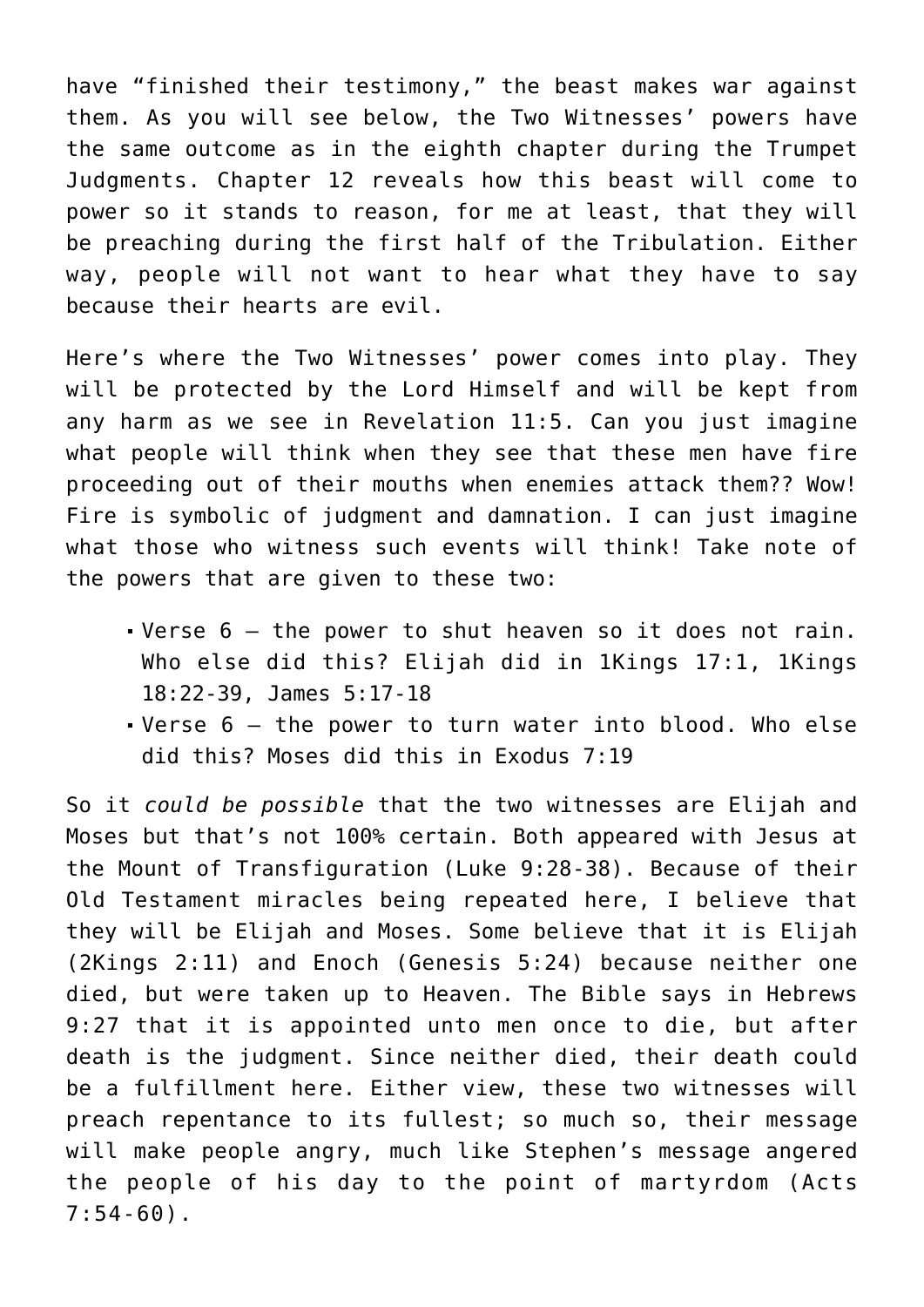have "finished their testimony," the beast makes war against them. As you will see below, the Two Witnesses' powers have the same outcome as in the eighth chapter during the Trumpet Judgments. Chapter 12 reveals how this beast will come to power so it stands to reason, for me at least, that they will be preaching during the first half of the Tribulation. Either way, people will not want to hear what they have to say because their hearts are evil.

Here's where the Two Witnesses' power comes into play. They will be protected by the Lord Himself and will be kept from any harm as we see in Revelation 11:5. Can you just imagine what people will think when they see that these men have fire proceeding out of their mouths when enemies attack them?? Wow! Fire is symbolic of judgment and damnation. I can just imagine what those who witness such events will think! Take note of the powers that are given to these two:

- Verse 6 – the power to shut heaven so it does not rain. Who else did this? Elijah did in 1Kings 17:1, 1Kings 18:22-39, James 5:17-18
- Verse 6 – the power to turn water into blood. Who else did this? Moses did this in Exodus 7:19

So it *could be possible* that the two witnesses are Elijah and Moses but that's not 100% certain. Both appeared with Jesus at the Mount of Transfiguration (Luke 9:28-38). Because of their Old Testament miracles being repeated here, I believe that they will be Elijah and Moses. Some believe that it is Elijah (2Kings 2:11) and Enoch (Genesis 5:24) because neither one died, but were taken up to Heaven. The Bible says in Hebrews 9:27 that it is appointed unto men once to die, but after death is the judgment. Since neither died, their death could be a fulfillment here. Either view, these two witnesses will preach repentance to its fullest; so much so, their message will make people angry, much like Stephen's message angered the people of his day to the point of martyrdom (Acts 7:54-60).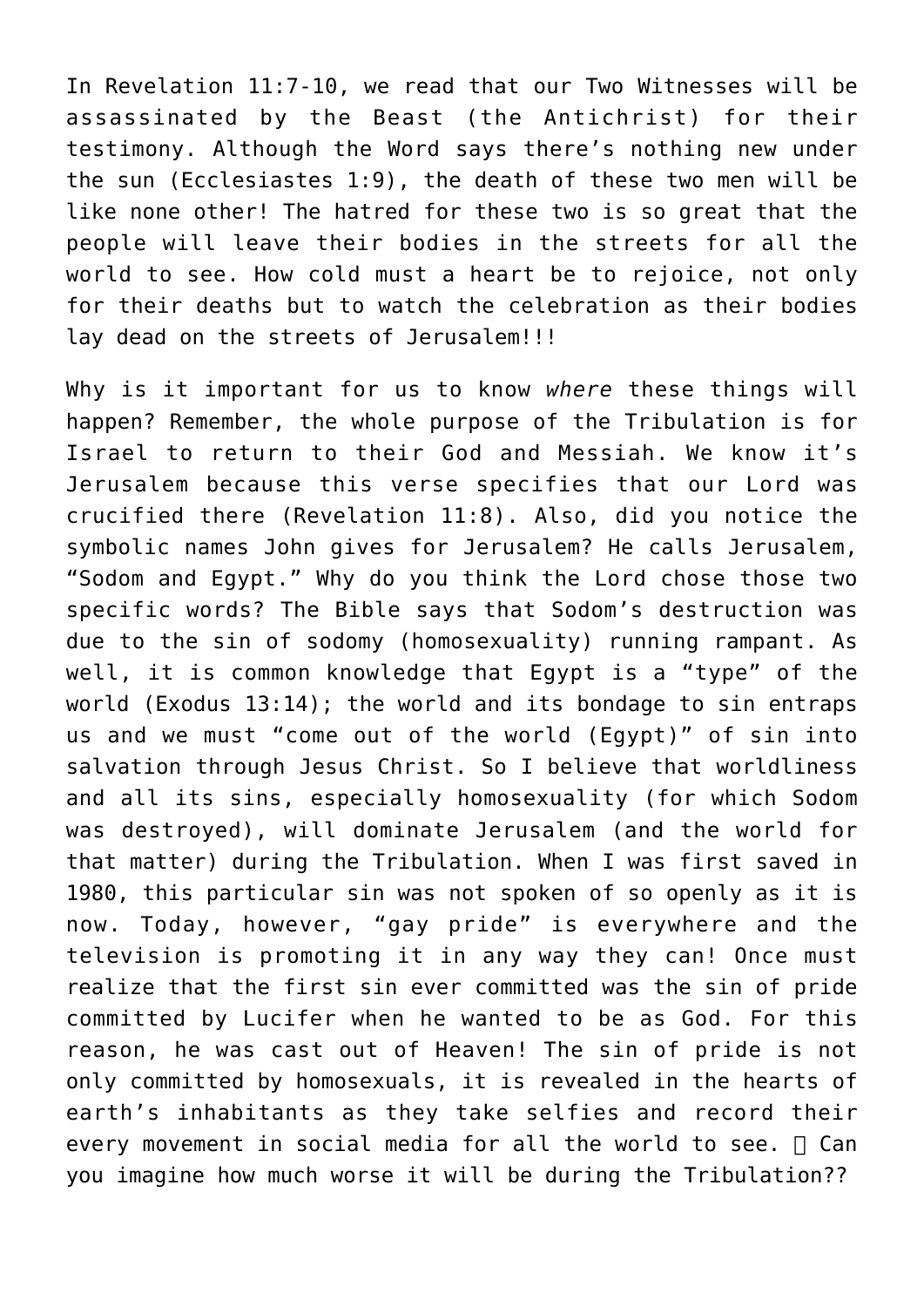In Revelation 11:7-10, we read that our Two Witnesses will be assassinated by the Beast (the Antichrist) for their testimony. Although the Word says there's nothing new under the sun (Ecclesiastes 1:9), the death of these two men will be like none other! The hatred for these two is so great that the people will leave their bodies in the streets for all the world to see. How cold must a heart be to rejoice, not only for their deaths but to watch the celebration as their bodies lay dead on the streets of Jerusalem!!!

Why is it important for us to know *where* these things will happen? Remember, the whole purpose of the Tribulation is for Israel to return to their God and Messiah. We know it's Jerusalem because this verse specifies that our Lord was crucified there (Revelation 11:8). Also, did you notice the symbolic names John gives for Jerusalem? He calls Jerusalem, "Sodom and Egypt." Why do you think the Lord chose those two specific words? The Bible says that Sodom's destruction was due to the sin of sodomy (homosexuality) running rampant. As well, it is common knowledge that Egypt is a "type" of the world (Exodus 13:14); the world and its bondage to sin entraps us and we must "come out of the world (Egypt)" of sin into salvation through Jesus Christ. So I believe that worldliness and all its sins, especially homosexuality (for which Sodom was destroyed), will dominate Jerusalem (and the world for that matter) during the Tribulation. When I was first saved in 1980, this particular sin was not spoken of so openly as it is now. Today, however, "gay pride" is everywhere and the television is promoting it in any way they can! Once must realize that the first sin ever committed was the sin of pride committed by Lucifer when he wanted to be as God. For this reason, he was cast out of Heaven! The sin of pride is not only committed by homosexuals, it is revealed in the hearts of earth's inhabitants as they take selfies and record their every movement in social media for all the world to see. Can you imagine how much worse it will be during the Tribulation??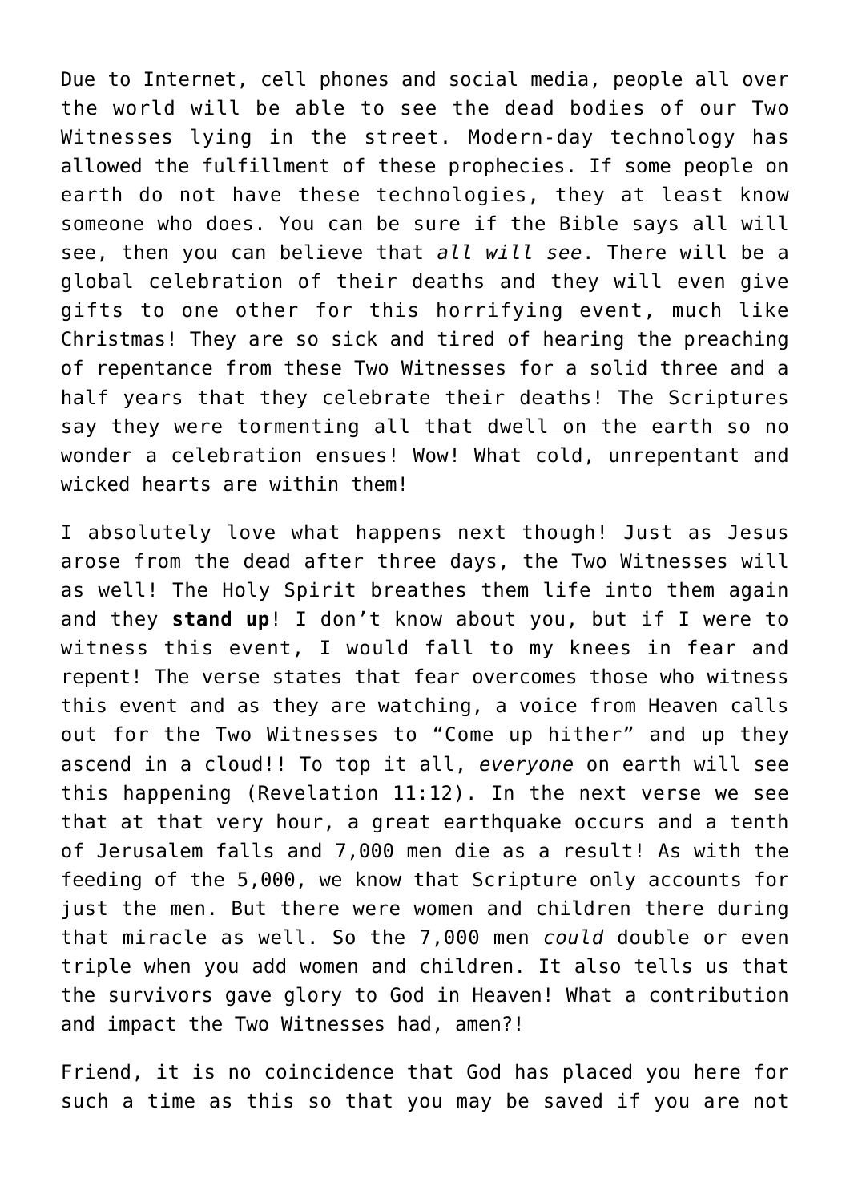Due to Internet, cell phones and social media, people all over the world will be able to see the dead bodies of our Two Witnesses lying in the street. Modern-day technology has allowed the fulfillment of these prophecies. If some people on earth do not have these technologies, they at least know someone who does. You can be sure if the Bible says all will see, then you can believe that *all will see*. There will be a global celebration of their deaths and they will even give gifts to one other for this horrifying event, much like Christmas! They are so sick and tired of hearing the preaching of repentance from these Two Witnesses for a solid three and a half years that they celebrate their deaths! The Scriptures say they were tormenting <u>all that dwell on the earth</u> so no wonder a celebration ensues! Wow! What cold, unrepentant and wicked hearts are within them!

I absolutely love what happens next though! Just as Jesus arose from the dead after three days, the Two Witnesses will as well! The Holy Spirit breathes them life into them again and they **stand up**! I don't know about you, but if I were to witness this event, I would fall to my knees in fear and repent! The verse states that fear overcomes those who witness this event and as they are watching, a voice from Heaven calls out for the Two Witnesses to "Come up hither" and up they ascend in a cloud!! To top it all, *everyone* on earth will see this happening (Revelation 11:12). In the next verse we see that at that very hour, a great earthquake occurs and a tenth of Jerusalem falls and 7,000 men die as a result! As with the feeding of the 5,000, we know that Scripture only accounts for just the men. But there were women and children there during that miracle as well. So the 7,000 men *could* double or even triple when you add women and children. It also tells us that the survivors gave glory to God in Heaven! What a contribution and impact the Two Witnesses had, amen?!

Friend, it is no coincidence that God has placed you here for such a time as this so that you may be saved if you are not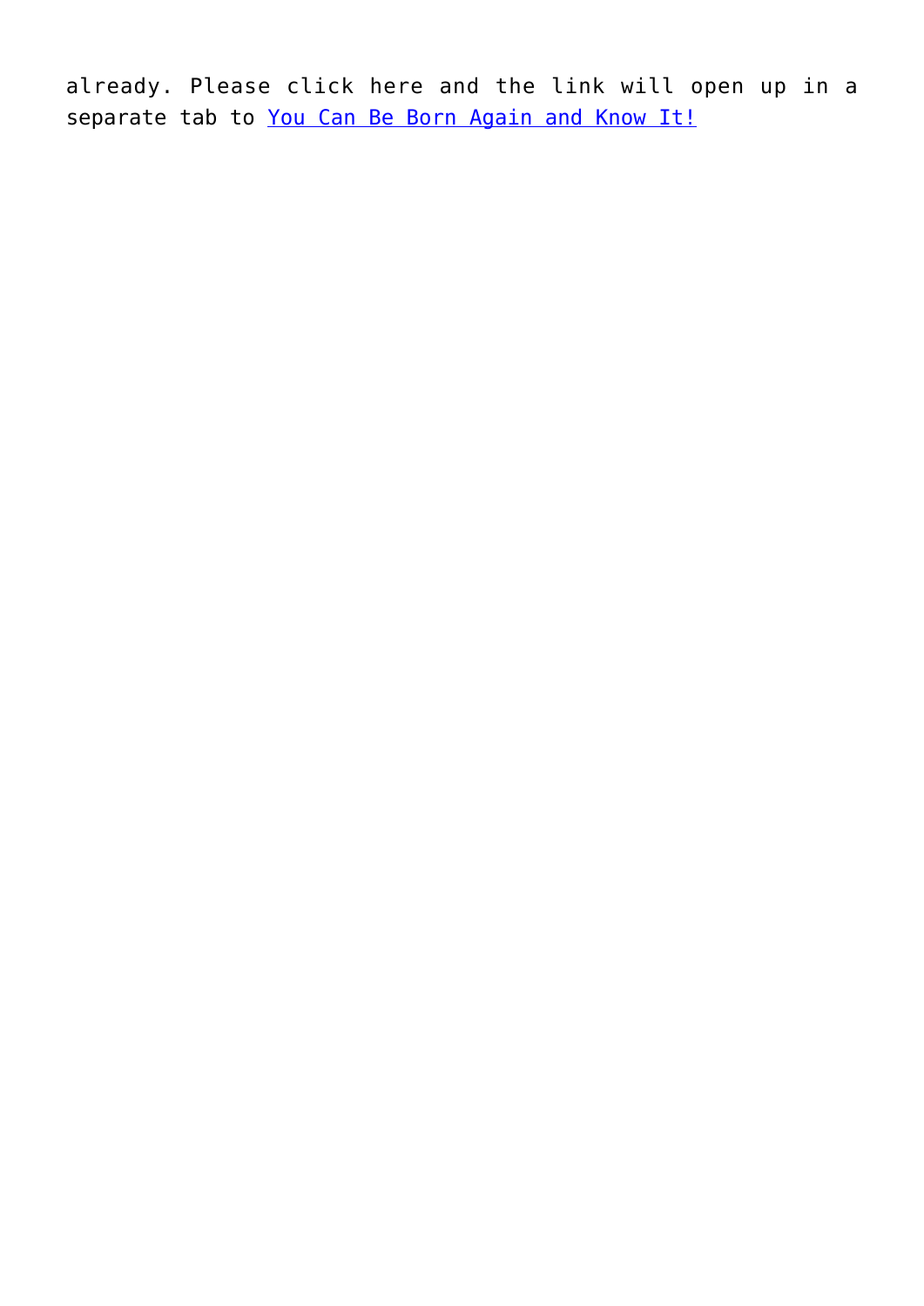already. Please click here and the link will open up in a separate tab to You Can Be Born Again and Know It!